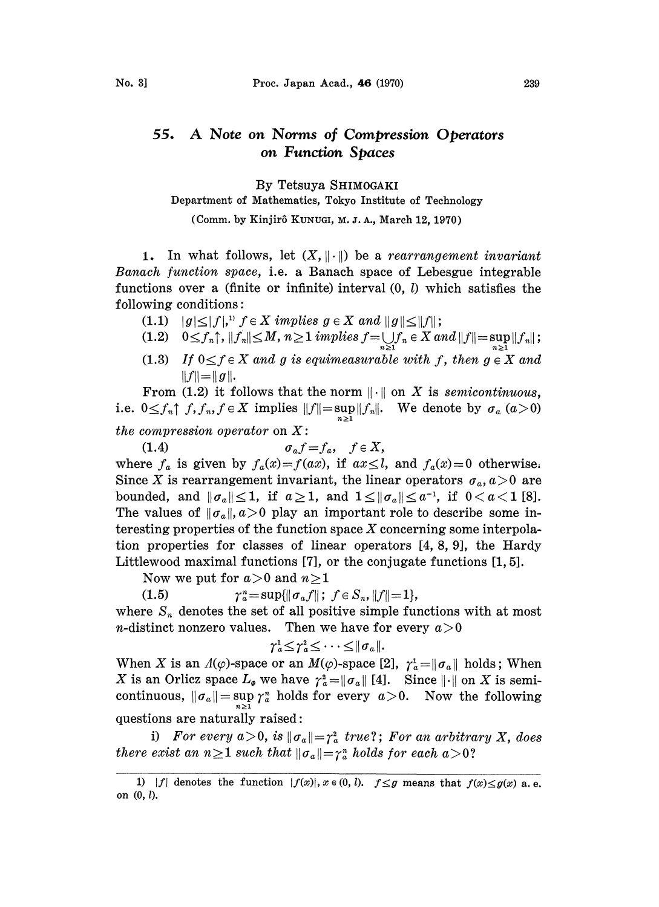# 55. A Note on Norms of Compression Operators on Function Spaces

By Tetsuya SHIMOGAKI

Department of Mathematics, Tokyo Institute of Technology

(Comm. by Kinjirô KUNUGI, M. J. A., March 12, 1970)

**1.** In what follows, let $(X, \|\cdot\|)$ be a *rearrangement invariant Banach function space*, i.e. a Banach space of Lebesgue integrable functions over a (finite or infinite) interval $(0, l)$ which satisfies the following conditions:

(1.1) *$|g| \leq |f|$,[1] $f \in X$ implies $g \in X$ and $\|g\| \leq \|f\|$;*

(1.2) *$0 \leq f_n \uparrow$, $\|f_n\| \leq M$, $n \geq 1$ implies $f = \bigcup_{n \geq 1} f_n \in X$ and $\|f\| = \sup_{n \geq 1} \|f_n\|$;*

(1.3) *If $0 \leq f \in X$ and $g$ is equimeasurable with $f$, then $g \in X$ and $\|f\| = \|g\|$.*

From (1.2) it follows that the norm $\|\cdot\|$ on $X$ is *semicontinuous*, i.e. $0 \leq f_n \uparrow f, f_n, f \in X$ implies $\|f\| = \sup_{n \geq 1} \|f_n\|$. We denote by $\sigma_a$ $(a > 0)$ *the compression operator* on $X$:

$$\sigma_a f = f_a, \quad f \in X, \tag{1.4}$$

where $f_a$ is given by $f_a(x) = f(ax)$, if $ax \leq l$, and $f_a(x) = 0$ otherwise. Since $X$ is rearrangement invariant, the linear operators $\sigma_a, a > 0$ are bounded, and $\|\sigma_a\| \leq 1$, if $a \geq 1$, and $1 \leq \|\sigma_a\| \leq a^{-1}$, if $0 < a < 1$ [8]. The values of $\|\sigma_a\|, a > 0$ play an important role to describe some interesting properties of the function space $X$ concerning some interpolation properties for classes of linear operators [4, 8, 9], the Hardy Littlewood maximal functions [7], or the conjugate functions [1, 5].

Now we put for $a > 0$ and $n \geq 1$

$$\gamma_a^n = \sup\{\|\sigma_a f\|;\ f \in S_n, \|f\| = 1\}, \tag{1.5}$$

where $S_n$ denotes the set of all positive simple functions with at most $n$-distinct nonzero values. Then we have for every $a > 0$

$$\gamma_a^1 \leq \gamma_a^2 \leq \cdots \leq \|\sigma_a\|.$$

When $X$ is an $\Lambda(\varphi)$-space or an $M(\varphi)$-space [2], $\gamma_a^1 = \|\sigma_a\|$ holds; When $X$ is an Orlicz space $L_\Phi$ we have $\gamma_a^2 = \|\sigma_a\|$ [4]. Since $\|\cdot\|$ on $X$ is semicontinuous, $\|\sigma_a\| = \sup_{n \geq 1} \gamma_a^n$ holds for every $a > 0$. Now the following questions are naturally raised:

i) *For every $a > 0$, is $\|\sigma_a\| = \gamma_a^2$ true?; For an arbitrary $X$, does there exist an $n \geq 1$ such that $\|\sigma_a\| = \gamma_a^n$ holds for each $a > 0$?*

---

1) $|f|$ denotes the function $|f(x)|, x \in (0, l)$. $f \leq g$ means that $f(x) \leq g(x)$ a.e. on $(0, l)$.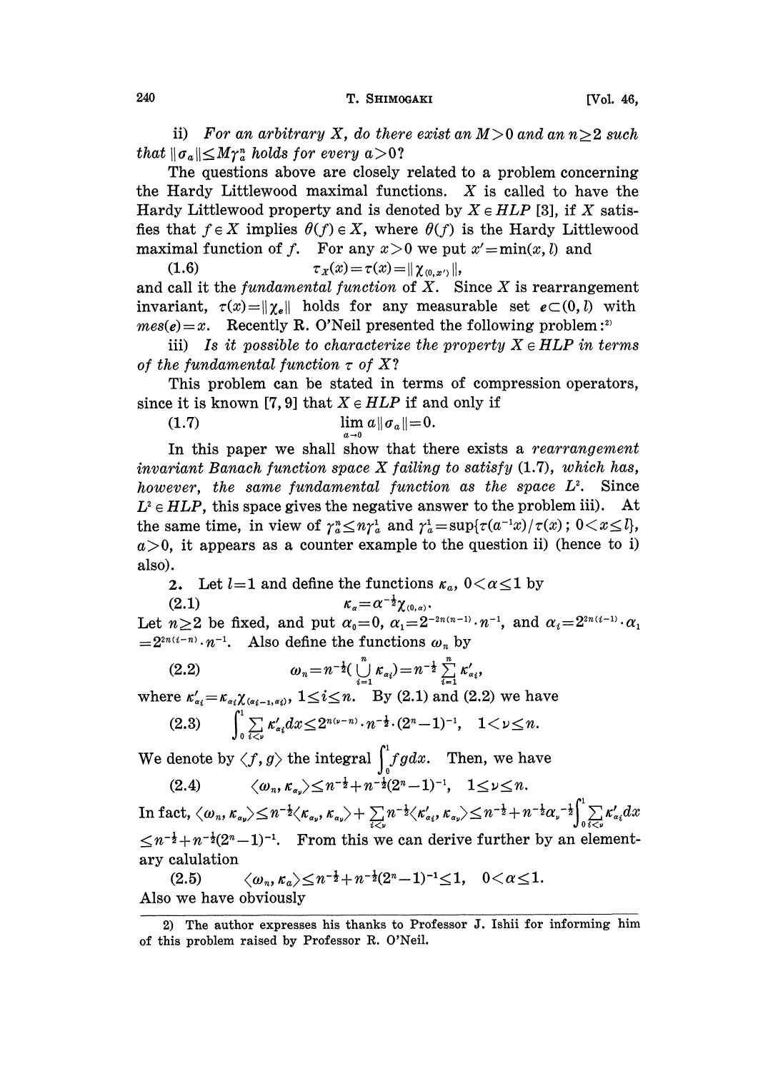ii) *For an arbitrary X, do there exist an $M>0$ and an $n\geq 2$ such that $\|\sigma_a\|\leq M\gamma_a^n$ holds for every $a>0$?*

The questions above are closely related to a problem concerning the Hardy Littlewood maximal functions. $X$ is called to have the Hardy Littlewood property and is denoted by $X\in HLP$ [3], if $X$ satisfies that $f\in X$ implies $\theta(f)\in X$, where $\theta(f)$ is the Hardy Littlewood maximal function of $f$. For any $x>0$ we put $x'=\min(x, l)$ and

$$\tau_X(x)=\tau(x)=\|\chi_{(0,x')}\|, \tag{1.6}$$

and call it the *fundamental function* of $X$. Since $X$ is rearrangement invariant, $\tau(x)=\|\chi_e\|$ holds for any measurable set $e\subset(0,l)$ with $mes(e)=x$. Recently R. O'Neil presented the following problem:[2]

iii) *Is it possible to characterize the property $X\in HLP$ in terms of the fundamental function $\tau$ of $X$?*

This problem can be stated in terms of compression operators, since it is known [7, 9] that $X\in HLP$ if and only if

$$\lim_{a\to 0} a\|\sigma_a\|=0. \tag{1.7}$$

In this paper we shall show that there exists a *rearrangement invariant Banach function space X failing to satisfy* (1.7), *which has, however, the same fundamental function as the space $L^2$.* Since $L^2\in HLP$, this space gives the negative answer to the problem iii). At the same time, in view of $\gamma_a^n\leq n\gamma_a^1$ and $\gamma_a^1=\sup\{\tau(a^{-1}x)/\tau(x)\,;\,0<x\leq l\}$, $a>0$, it appears as a counter example to the question ii) (hence to i) also).

**2.** Let $l=1$ and define the functions $\kappa_\alpha$, $0<\alpha\leq 1$ by

$$\kappa_\alpha=\alpha^{-\frac{1}{2}}\chi_{(0,\alpha)}. \tag{2.1}$$

Let $n\geq 2$ be fixed, and put $\alpha_0=0$, $\alpha_1=2^{-2n(n-1)}\cdot n^{-1}$, and $\alpha_i=2^{2n(i-1)}\cdot\alpha_1=2^{2n(i-n)}\cdot n^{-1}$. Also define the functions $\omega_n$ by

$$\omega_n=n^{-\frac{1}{2}}\Big(\bigcup_{i=1}^{n}\kappa_{\alpha_i}\Big)=n^{-\frac{1}{2}}\sum_{i=1}^{n}\kappa'_{\alpha_i}, \tag{2.2}$$

where $\kappa'_{\alpha_i}=\kappa_{\alpha_i}\chi_{(\alpha_{i-1},\alpha_i)}$, $1\leq i\leq n$. By (2.1) and (2.2) we have

$$\int_0^1\sum_{i<\nu}\kappa'_{\alpha_i}dx\leq 2^{n(\nu-n)}\cdot n^{-\frac{1}{2}}\cdot(2^n-1)^{-1},\quad 1<\nu\leq n. \tag{2.3}$$

We denote by $\langle f, g\rangle$ the integral $\int_0^1 fg\,dx$. Then, we have

$$\langle\omega_n,\kappa_{\alpha_\nu}\rangle\leq n^{-\frac{1}{2}}+n^{-\frac{1}{2}}(2^n-1)^{-1},\quad 1\leq\nu\leq n. \tag{2.4}$$

In fact, $\langle\omega_n,\kappa_{\alpha_\nu}\rangle\leq n^{-\frac{1}{2}}\langle\kappa_{\alpha_\nu},\kappa_{\alpha_\nu}\rangle+\sum_{i<\nu}n^{-\frac{1}{2}}\langle\kappa'_{\alpha_i},\kappa_{\alpha_\nu}\rangle\leq n^{-\frac{1}{2}}+n^{-\frac{1}{2}}\alpha_\nu^{-\frac{1}{2}}\int_0^1\sum_{i<\nu}\kappa'_{\alpha_i}dx$ $\leq n^{-\frac{1}{2}}+n^{-\frac{1}{2}}(2^n-1)^{-1}$. From this we can derive further by an elementary calulation

$$\langle\omega_n,\kappa_\alpha\rangle\leq n^{-\frac{1}{2}}+n^{-\frac{1}{2}}(2^n-1)^{-1}\leq 1,\quad 0<\alpha\leq 1. \tag{2.5}$$

Also we have obviously

2) The author expresses his thanks to Professor J. Ishii for informing him of this problem raised by Professor R. O'Neil.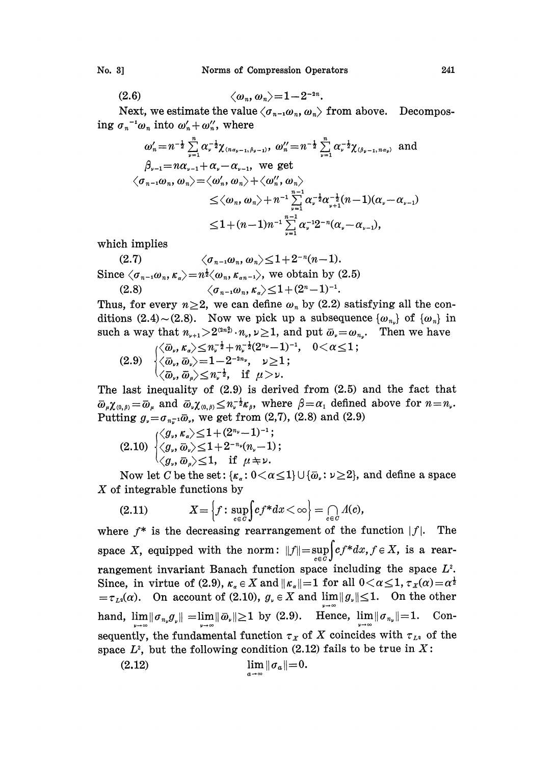$$(2.6) \qquad \langle \omega_n, \omega_n \rangle = 1 - 2^{-2n}.$$

Next, we estimate the value $\langle \sigma_{n-1}\omega_n, \omega_n \rangle$ from above. Decomposing $\sigma_n{}^{-1}\omega_n$ into $\omega'_n + \omega''_n$, where

$$\omega'_n = n^{-\frac{1}{2}} \sum_{\nu=1}^{n} \alpha_\nu^{-\frac{1}{2}} \chi_{(n\alpha_{\nu-1}, \beta_{\nu-1})}, \quad \omega''_n = n^{-\frac{1}{2}} \sum_{\nu=1}^{n} \alpha_\nu^{-\frac{1}{2}} \chi_{(\beta_{\nu-1}, n\alpha_\nu)} \text{ and}$$

$\beta_{\nu-1} = n\alpha_{\nu-1} + \alpha_\nu - \alpha_{\nu-1}$, we get

$$\begin{aligned}
\langle \sigma_{n-1}\omega_n, \omega_n \rangle &= \langle \omega'_n, \omega_n \rangle + \langle \omega''_n, \omega_n \rangle \\
&\leq \langle \omega_n, \omega_n \rangle + n^{-1} \sum_{\nu=1}^{n-1} \alpha_\nu^{-\frac{1}{2}} \alpha_{\nu+1}^{-\frac{1}{2}} (n-1)(\alpha_\nu - \alpha_{\nu-1}) \\
&\leq 1 + (n-1)n^{-1} \sum_{\nu=1}^{n-1} \alpha_\nu^{-1} 2^{-n} (\alpha_\nu - \alpha_{\nu-1}),
\end{aligned}$$

which implies

$$(2.7) \qquad \langle \sigma_{n-1}\omega_n, \omega_n \rangle \leq 1 + 2^{-n}(n-1).$$

Since $\langle \sigma_{n-1}\omega_n, \kappa_\alpha \rangle = n^{\frac{1}{2}} \langle \omega_n, \kappa_{\alpha n^{-1}} \rangle$, we obtain by (2.5)

$$(2.8) \qquad \langle \sigma_{n-1}\omega_n, \kappa_\alpha \rangle \leq 1 + (2^n - 1)^{-1}.$$

Thus, for every $n \geq 2$, we can define $\omega_n$ by (2.2) satisfying all the conditions (2.4)~(2.8). Now we pick up a subsequence $\{\omega_{n_\nu}\}$ of $\{\omega_n\}$ in such a way that $n_{\nu+1} > 2^{(2n_\nu^2)} \cdot n_\nu$, $\nu \geq 1$, and put $\bar{\omega}_\nu = \omega_{n_\nu}$. Then we have

$$(2.9) \qquad \begin{cases} \langle \bar{\omega}_\nu, \kappa_\alpha \rangle \leq n_\nu^{-\frac{1}{2}} + n_\nu^{-\frac{1}{2}} (2^{n_\nu} - 1)^{-1}, & 0 < \alpha \leq 1; \\ \langle \bar{\omega}_\nu, \bar{\omega}_\nu \rangle = 1 - 2^{-2n_\nu}, & \nu \geq 1; \\ \langle \bar{\omega}_\nu, \bar{\omega}_\mu \rangle \leq n_\nu^{-\frac{1}{2}}, & \text{if } \mu > \nu. \end{cases}$$

The last inequality of (2.9) is derived from (2.5) and the fact that $\bar{\omega}_\mu \chi_{(0,\beta)} = \bar{\omega}_\mu$ and $\bar{\omega}_\nu \chi_{(0,\beta)} \leq n_\nu^{-\frac{1}{2}} \kappa_\beta$, where $\beta = \alpha_1$ defined above for $n = n_\nu$. Putting $g_\nu = \sigma_{n_\nu^{-1}} \bar{\omega}_\nu$, we get from (2,7), (2.8) and (2.9)

$$(2.10) \qquad \begin{cases} \langle g_\nu, \kappa_\alpha \rangle \leq 1 + (2^{n_\nu} - 1)^{-1}; \\ \langle g_\nu, \bar{\omega}_\nu \rangle \leq 1 + 2^{-n_\nu}(n_\nu - 1); \\ \langle g_\nu, \bar{\omega}_\mu \rangle \leq 1, \quad \text{if } \mu \neq \nu. \end{cases}$$

Now let $C$ be the set: $\{\kappa_\alpha : 0 < \alpha \leq 1\} \cup \{\bar{\omega}_\nu : \nu \geq 2\}$, and define a space $X$ of integrable functions by

$$(2.11) \qquad X = \left\{ f : \sup_{c \in C} \int c f^* dx < \infty \right\} = \bigcap_{c \in C} \Lambda(c),$$

where $f^*$ is the decreasing rearrangement of the function $|f|$. The space $X$, equipped with the norm: $\|f\| = \sup_{c \in C} \int c f^* dx, f \in X$, is a rearrangement invariant Banach function space including the space $L^2$. Since, in virtue of (2.9), $\kappa_\alpha \in X$ and $\|\kappa_\alpha\| = 1$ for all $0 < \alpha \leq 1$, $\tau_X(\alpha) = \alpha^{\frac{1}{2}} = \tau_{L^2}(\alpha)$. On account of (2.10), $g_\nu \in X$ and $\lim_{\nu \to \infty} \|g_\nu\| \leq 1$. On the other hand, $\lim_{\nu \to \infty} \|\sigma_{n_\nu} g_\nu\| = \lim_{\nu \to \infty} \|\bar{\omega}_\nu\| \geq 1$ by (2.9). Hence, $\lim_{\nu \to \infty} \|\sigma_{n_\nu}\| = 1$. Consequently, the fundamental function $\tau_X$ of $X$ coincides with $\tau_{L^2}$ of the space $L^2$, but the following condition (2.12) fails to be true in $X$:

$$(2.12) \qquad \lim_{a \to \infty} \|\sigma_a\| = 0.$$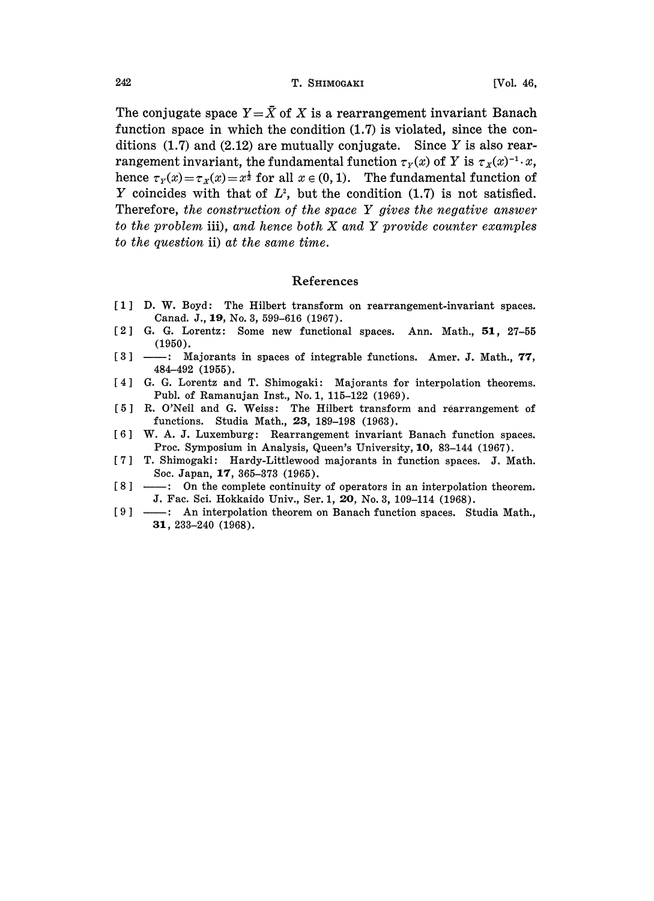The conjugate space $Y=\bar{X}$ of $X$ is a rearrangement invariant Banach function space in which the condition (1.7) is violated, since the conditions (1.7) and (2.12) are mutually conjugate. Since $Y$ is also rearrangement invariant, the fundamental function $\tau_Y(x)$ of $Y$ is $\tau_X(x)^{-1}\cdot x$, hence $\tau_Y(x)=\tau_X(x)=x^{\frac{1}{2}}$ for all $x\in(0,1)$. The fundamental function of $Y$ coincides with that of $L^2$, but the condition (1.7) is not satisfied. Therefore, *the construction of the space $Y$ gives the negative answer to the problem* iii), *and hence both $X$ and $Y$ provide counter examples to the question* ii) *at the same time.*

## References

[1] D. W. Boyd: The Hilbert transform on rearrangement-invariant spaces. Canad. J., **19**, No. 3, 599–616 (1967).

[2] G. G. Lorentz: Some new functional spaces. Ann. Math., **51**, 27–55 (1950).

[3] ——: Majorants in spaces of integrable functions. Amer. J. Math., **77**, 484–492 (1955).

[4] G. G. Lorentz and T. Shimogaki: Majorants for interpolation theorems. Publ. of Ramanujan Inst., No. 1, 115–122 (1969).

[5] R. O'Neil and G. Weiss: The Hilbert transform and rearrangement of functions. Studia Math., **23**, 189–198 (1963).

[6] W. A. J. Luxemburg: Rearrangement invariant Banach function spaces. Proc. Symposium in Analysis, Queen's University, **10**, 83–144 (1967).

[7] T. Shimogaki: Hardy-Littlewood majorants in function spaces. J. Math. Soc. Japan, **17**, 365–373 (1965).

[8] ——: On the complete continuity of operators in an interpolation theorem. J. Fac. Sci. Hokkaido Univ., Ser. 1, **20**, No. 3, 109–114 (1968).

[9] ——: An interpolation theorem on Banach function spaces. Studia Math., **31**, 233–240 (1968).